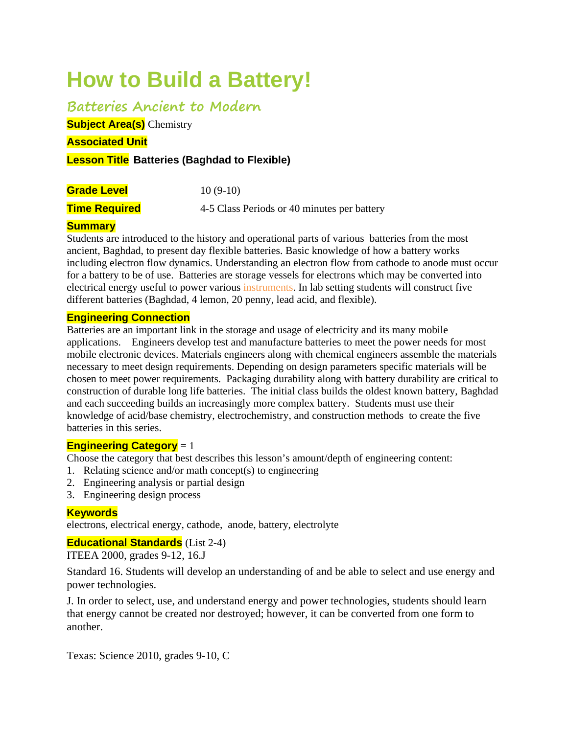# How to Build a Battery!

## Batteries Ancient to Modern

**Subject Area(s)** Chemistry

**Associated Unit**

**Lesson Title** **Batteries (Baghdad to Flexible)**

**Grade Level** 10 (9-10)

**Time Required** 4-5 Class Periods or 40 minutes per battery

**Summary**

Students are introduced to the history and operational parts of various batteries from the most ancient, Baghdad, to present day flexible batteries. Basic knowledge of how a battery works including electron flow dynamics. Understanding an electron flow from cathode to anode must occur for a battery to be of use. Batteries are storage vessels for electrons which may be converted into electrical energy useful to power various instruments. In lab setting students will construct five different batteries (Baghdad, 4 lemon, 20 penny, lead acid, and flexible).

**Engineering Connection**

Batteries are an important link in the storage and usage of electricity and its many mobile applications. Engineers develop test and manufacture batteries to meet the power needs for most mobile electronic devices. Materials engineers along with chemical engineers assemble the materials necessary to meet design requirements. Depending on design parameters specific materials will be chosen to meet power requirements. Packaging durability along with battery durability are critical to construction of durable long life batteries. The initial class builds the oldest known battery, Baghdad and each succeeding builds an increasingly more complex battery. Students must use their knowledge of acid/base chemistry, electrochemistry, and construction methods to create the five batteries in this series.

**Engineering Category** = 1

Choose the category that best describes this lesson's amount/depth of engineering content:

1. Relating science and/or math concept(s) to engineering
2. Engineering analysis or partial design
3. Engineering design process

**Keywords**

electrons, electrical energy, cathode, anode, battery, electrolyte

**Educational Standards** (List 2-4)

ITEEA 2000, grades 9-12, 16.J

Standard 16. Students will develop an understanding of and be able to select and use energy and power technologies.

J. In order to select, use, and understand energy and power technologies, students should learn that energy cannot be created nor destroyed; however, it can be converted from one form to another.

Texas: Science 2010, grades 9-10, C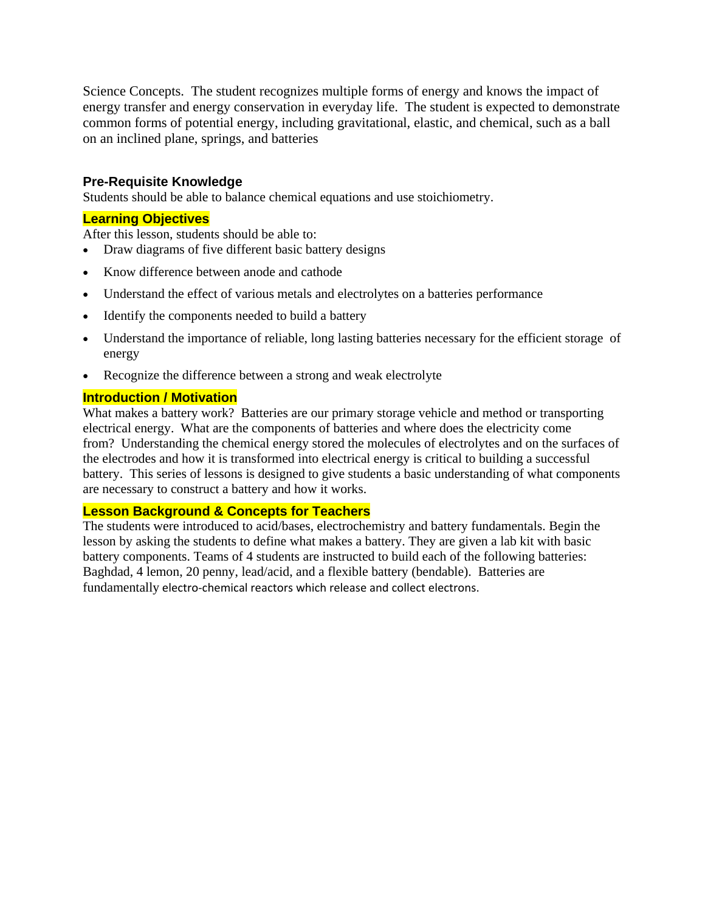Science Concepts. The student recognizes multiple forms of energy and knows the impact of energy transfer and energy conservation in everyday life. The student is expected to demonstrate common forms of potential energy, including gravitational, elastic, and chemical, such as a ball on an inclined plane, springs, and batteries

### Pre-Requisite Knowledge

Students should be able to balance chemical equations and use stoichiometry.

### Learning Objectives

After this lesson, students should be able to:

- Draw diagrams of five different basic battery designs
- Know difference between anode and cathode
- Understand the effect of various metals and electrolytes on a batteries performance
- Identify the components needed to build a battery
- Understand the importance of reliable, long lasting batteries necessary for the efficient storage of energy
- Recognize the difference between a strong and weak electrolyte

### Introduction / Motivation

What makes a battery work? Batteries are our primary storage vehicle and method or transporting electrical energy. What are the components of batteries and where does the electricity come from? Understanding the chemical energy stored the molecules of electrolytes and on the surfaces of the electrodes and how it is transformed into electrical energy is critical to building a successful battery. This series of lessons is designed to give students a basic understanding of what components are necessary to construct a battery and how it works.

### Lesson Background & Concepts for Teachers

The students were introduced to acid/bases, electrochemistry and battery fundamentals. Begin the lesson by asking the students to define what makes a battery. They are given a lab kit with basic battery components. Teams of 4 students are instructed to build each of the following batteries: Baghdad, 4 lemon, 20 penny, lead/acid, and a flexible battery (bendable). Batteries are fundamentally electro-chemical reactors which release and collect electrons.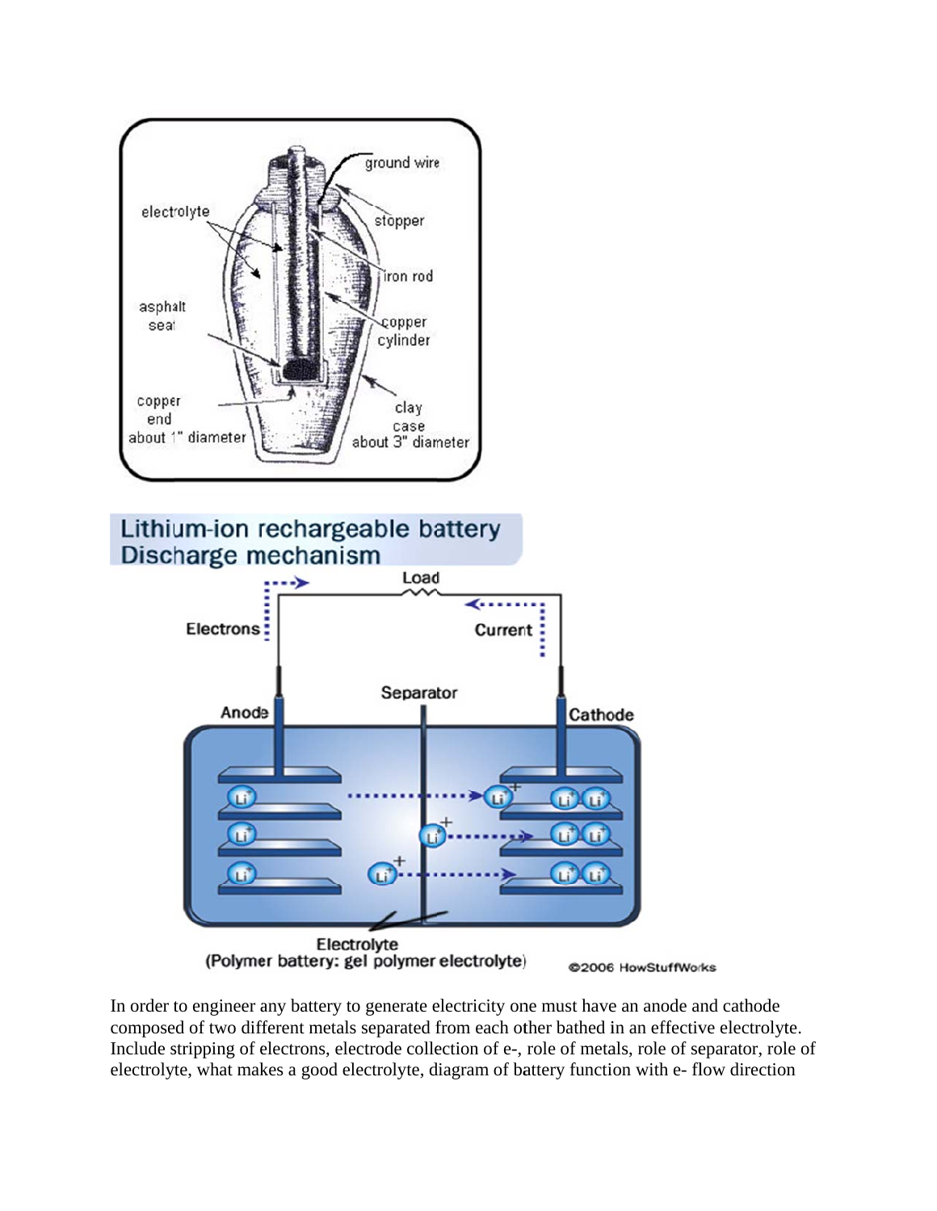In order to engineer any battery to generate electricity one must have an anode and cathode composed of two different metals separated from each other bathed in an effective electrolyte. Include stripping of electrons, electrode collection of e-, role of metals, role of separator, role of electrolyte, what makes a good electrolyte, diagram of battery function with e- flow direction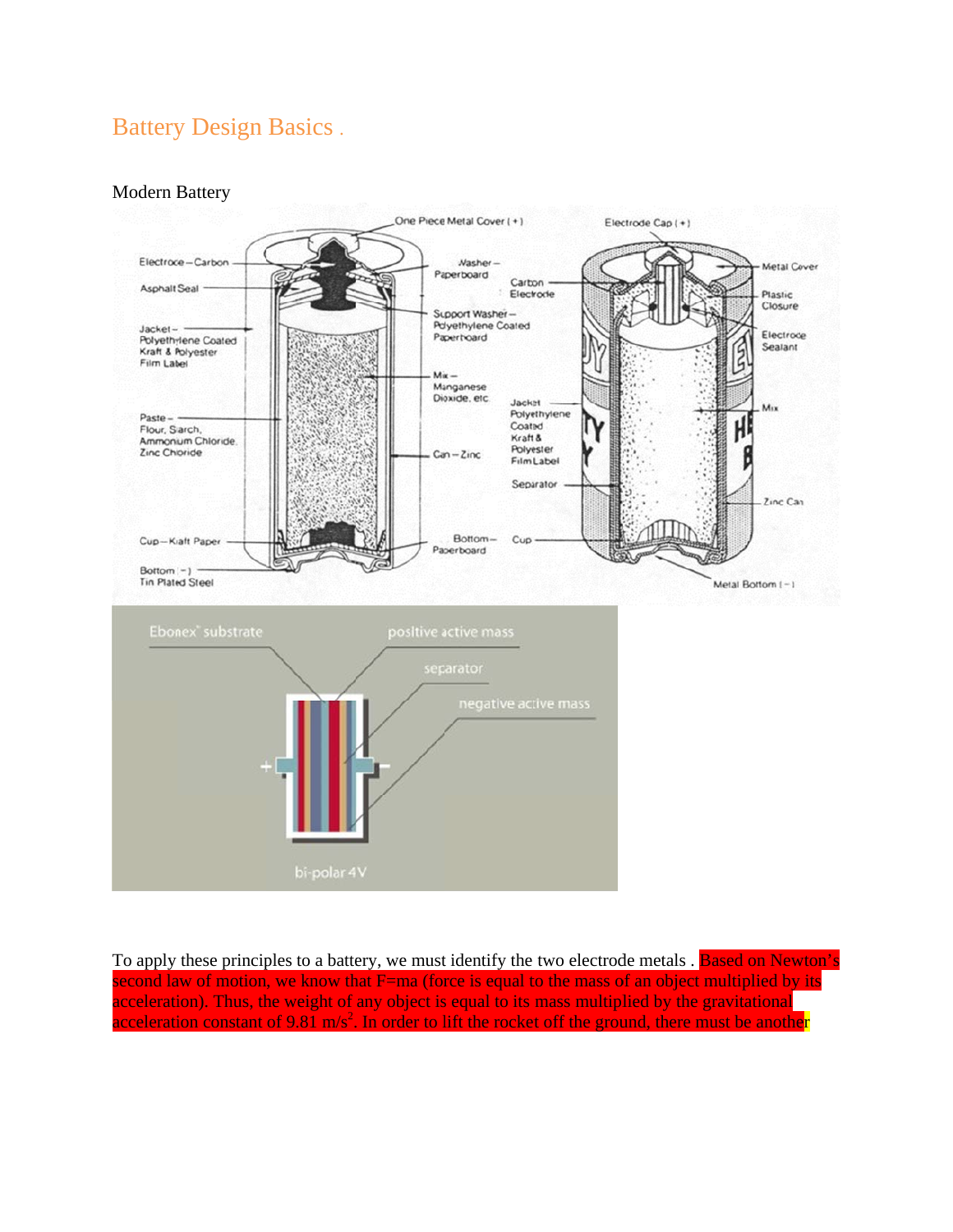## Battery Design Basics .

Modern Battery

To apply these principles to a battery, we must identify the two electrode metals . Based on Newton's second law of motion, we know that F=ma (force is equal to the mass of an object multiplied by its acceleration). Thus, the weight of any object is equal to its mass multiplied by the gravitational acceleration constant of 9.81 $m/s^2$. In order to lift the rocket off the ground, there must be another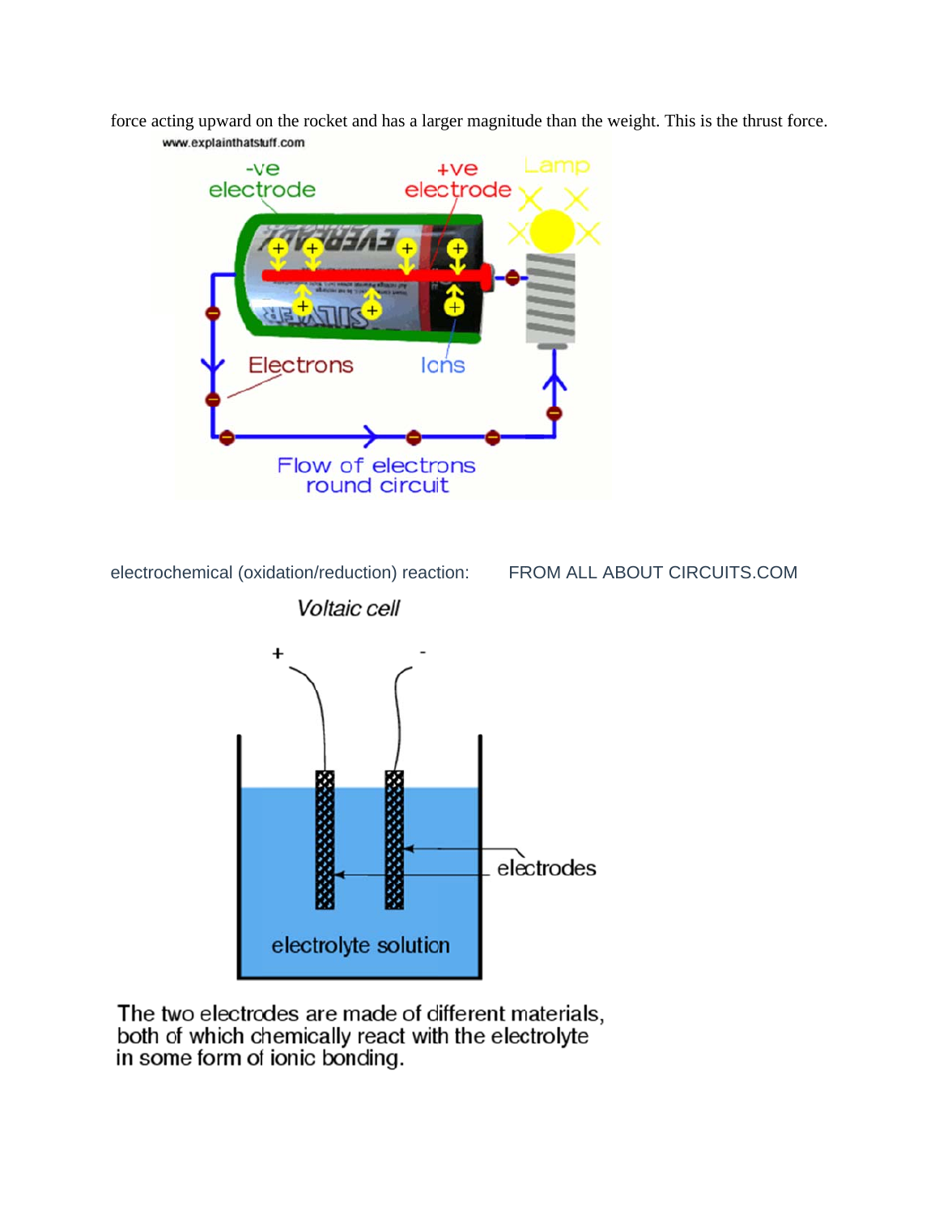force acting upward on the rocket and has a larger magnitude than the weight. This is the thrust force.

www.explainthatstuff.com

-ve electrode

+ve electrode

Lamp

Electrons

Ions

Flow of electrons round circuit

electrochemical (oxidation/reduction) reaction: FROM ALL ABOUT CIRCUITS.COM

*Voltaic cell*

+ -

electrodes

electrolyte solution

The two electrodes are made of different materials, both of which chemically react with the electrolyte in some form of ionic bonding.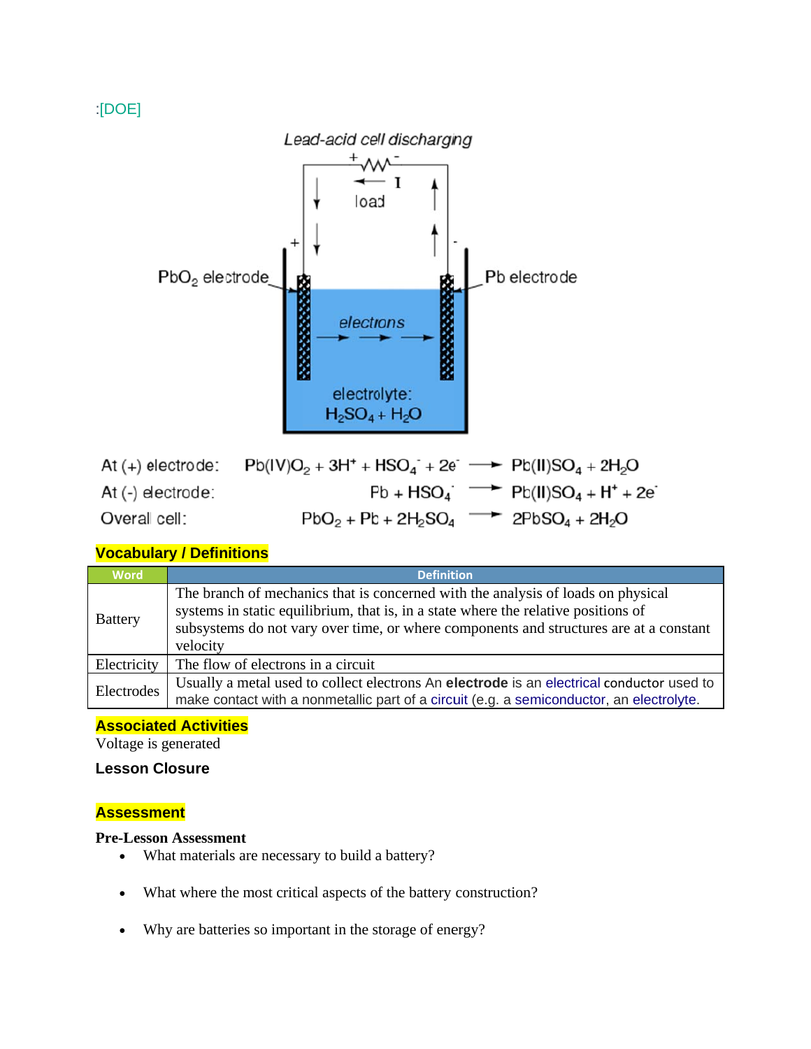:[DOE]

Lead-acid cell discharging

At (+) electrode: $Pb(IV)O_2 + 3H^+ + HSO_4^- + 2e^- \longrightarrow Pb(II)SO_4 + 2H_2O$

At (-) electrode: $Pb + HSO_4^- \longrightarrow Pb(II)SO_4 + H^+ + 2e^-$

Overall cell: $PbO_2 + Pb + 2H_2SO_4 \longrightarrow 2PbSO_4 + 2H_2O$

## Vocabulary / Definitions

| Word | Definition |
|---|---|
| Battery | The branch of mechanics that is concerned with the analysis of loads on physical systems in static equilibrium, that is, in a state where the relative positions of subsystems do not vary over time, or where components and structures are at a constant velocity |
| Electricity | The flow of electrons in a circuit |
| Electrodes | Usually a metal used to collect electrons An **electrode** is an electrical conductor used to make contact with a nonmetallic part of a circuit (e.g. a semiconductor, an electrolyte. |

## Associated Activities

Voltage is generated

### Lesson Closure

## Assessment

**Pre-Lesson Assessment**

- What materials are necessary to build a battery?
- What where the most critical aspects of the battery construction?
- Why are batteries so important in the storage of energy?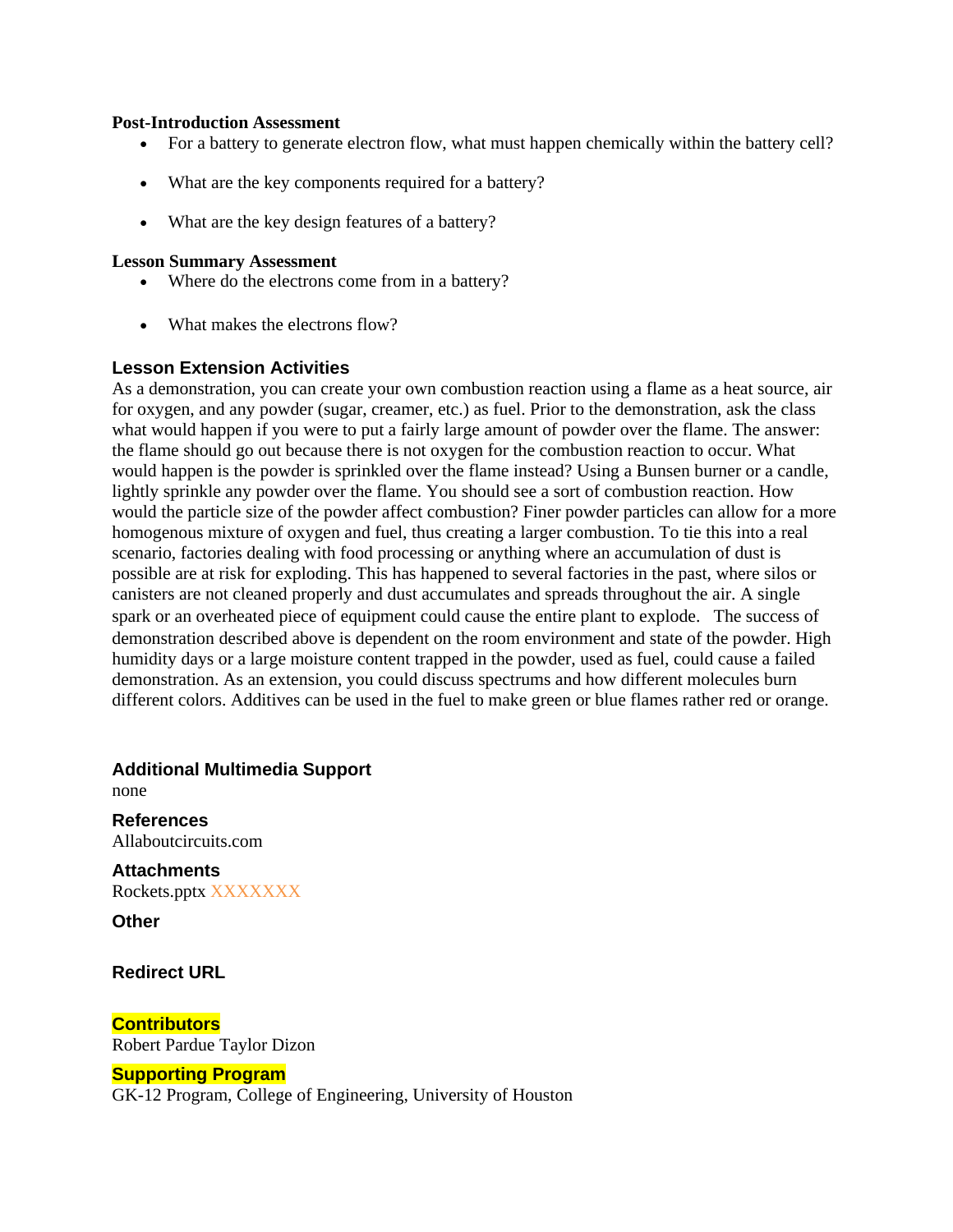**Post-Introduction Assessment**

- For a battery to generate electron flow, what must happen chemically within the battery cell?
- What are the key components required for a battery?
- What are the key design features of a battery?

**Lesson Summary Assessment**

- Where do the electrons come from in a battery?
- What makes the electrons flow?

### Lesson Extension Activities

As a demonstration, you can create your own combustion reaction using a flame as a heat source, air for oxygen, and any powder (sugar, creamer, etc.) as fuel. Prior to the demonstration, ask the class what would happen if you were to put a fairly large amount of powder over the flame. The answer: the flame should go out because there is not oxygen for the combustion reaction to occur. What would happen is the powder is sprinkled over the flame instead? Using a Bunsen burner or a candle, lightly sprinkle any powder over the flame. You should see a sort of combustion reaction. How would the particle size of the powder affect combustion? Finer powder particles can allow for a more homogenous mixture of oxygen and fuel, thus creating a larger combustion. To tie this into a real scenario, factories dealing with food processing or anything where an accumulation of dust is possible are at risk for exploding. This has happened to several factories in the past, where silos or canisters are not cleaned properly and dust accumulates and spreads throughout the air. A single spark or an overheated piece of equipment could cause the entire plant to explode. The success of demonstration described above is dependent on the room environment and state of the powder. High humidity days or a large moisture content trapped in the powder, used as fuel, could cause a failed demonstration. As an extension, you could discuss spectrums and how different molecules burn different colors. Additives can be used in the fuel to make green or blue flames rather red or orange.

### Additional Multimedia Support

none

### References

Allaboutcircuits.com

### Attachments

Rockets.pptx XXXXXXX

### Other

### Redirect URL

### Contributors

Robert Pardue Taylor Dizon

### Supporting Program

GK-12 Program, College of Engineering, University of Houston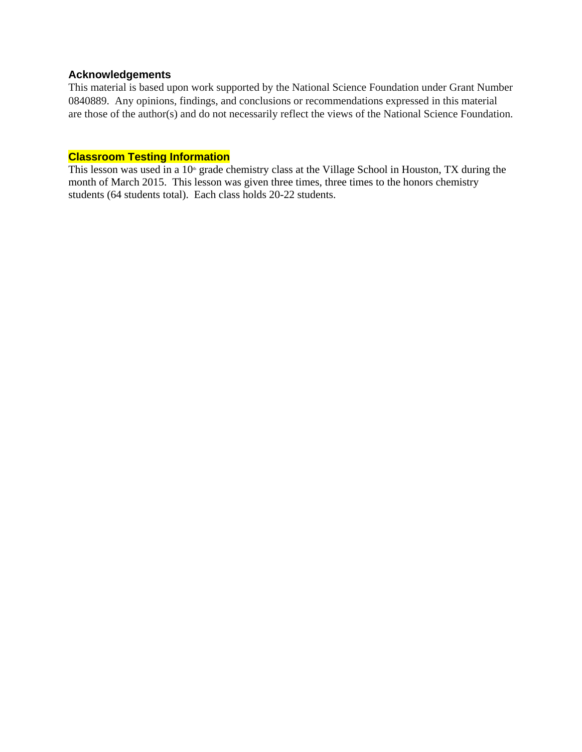### Acknowledgements

This material is based upon work supported by the National Science Foundation under Grant Number 0840889. Any opinions, findings, and conclusions or recommendations expressed in this material are those of the author(s) and do not necessarily reflect the views of the National Science Foundation.

### Classroom Testing Information

This lesson was used in a 10th grade chemistry class at the Village School in Houston, TX during the month of March 2015. This lesson was given three times, three times to the honors chemistry students (64 students total). Each class holds 20-22 students.